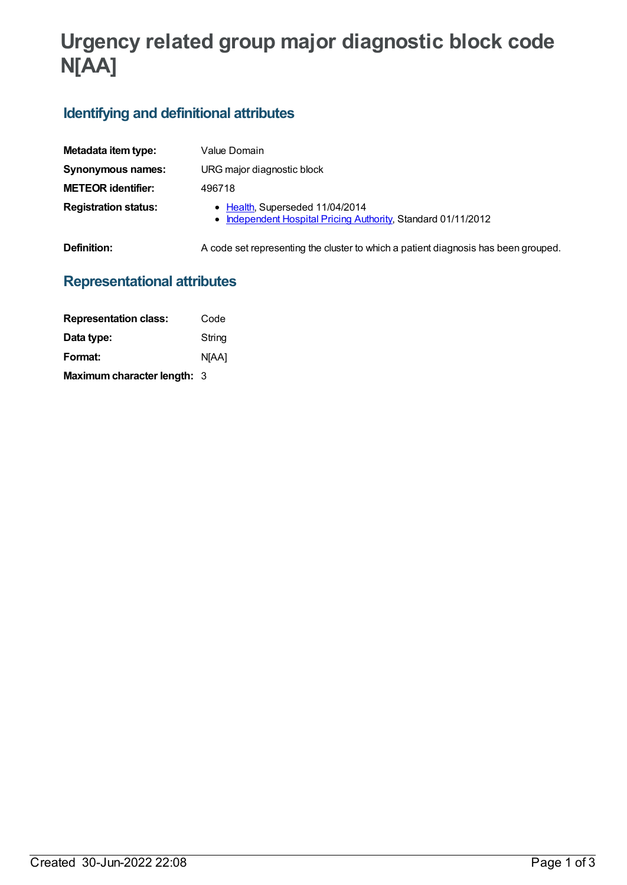# Urgency related group major diagnostic block code N[AA]

## Identifying and definitional attributes

| | |
|---|---|
| **Metadata item type:** | Value Domain |
| **Synonymous names:** | URG major diagnostic block |
| **METEOR identifier:** | 496718 |
| **Registration status:** | • Health, Superseded 11/04/2014<br>• Independent Hospital Pricing Authority, Standard 01/11/2012 |
| **Definition:** | A code set representing the cluster to which a patient diagnosis has been grouped. |

## Representational attributes

| | |
|---|---|
| **Representation class:** | Code |
| **Data type:** | String |
| **Format:** | N[AA] |
| **Maximum character length:** | 3 |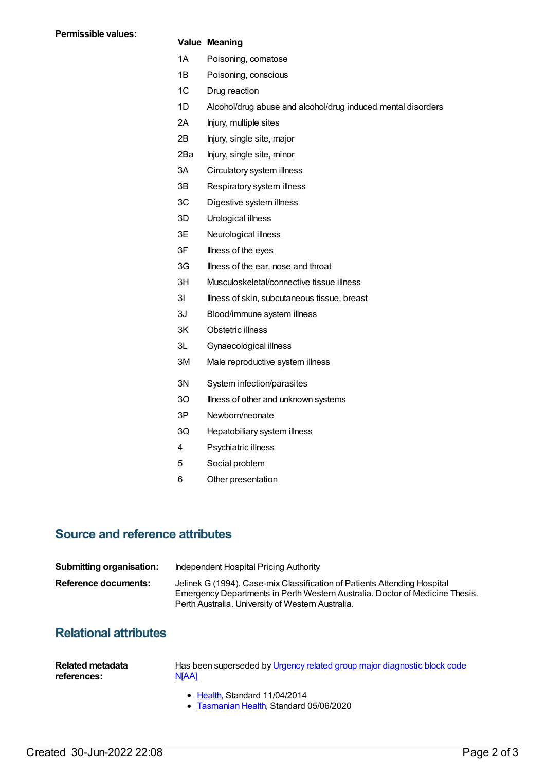**Permissible values:**

| Value | Meaning |
|---|---|
| 1A | Poisoning, comatose |
| 1B | Poisoning, conscious |
| 1C | Drug reaction |
| 1D | Alcohol/drug abuse and alcohol/drug induced mental disorders |
| 2A | Injury, multiple sites |
| 2B | Injury, single site, major |
| 2Ba | Injury, single site, minor |
| 3A | Circulatory system illness |
| 3B | Respiratory system illness |
| 3C | Digestive system illness |
| 3D | Urological illness |
| 3E | Neurological illness |
| 3F | Illness of the eyes |
| 3G | Illness of the ear, nose and throat |
| 3H | Musculoskeletal/connective tissue illness |
| 3I | Illness of skin, subcutaneous tissue, breast |
| 3J | Blood/immune system illness |
| 3K | Obstetric illness |
| 3L | Gynaecological illness |
| 3M | Male reproductive system illness |
| 3N | System infection/parasites |
| 3O | Illness of other and unknown systems |
| 3P | Newborn/neonate |
| 3Q | Hepatobiliary system illness |
| 4 | Psychiatric illness |
| 5 | Social problem |
| 6 | Other presentation |

## Source and reference attributes

**Submitting organisation:** Independent Hospital Pricing Authority

**Reference documents:** Jelinek G (1994). Case-mix Classification of Patients Attending Hospital Emergency Departments in Perth Western Australia. Doctor of Medicine Thesis. Perth Australia. University of Western Australia.

## Relational attributes

**Related metadata references:** Has been superseded by Urgency related group major diagnostic block code N[AA]

- Health, Standard 11/04/2014
- Tasmanian Health, Standard 05/06/2020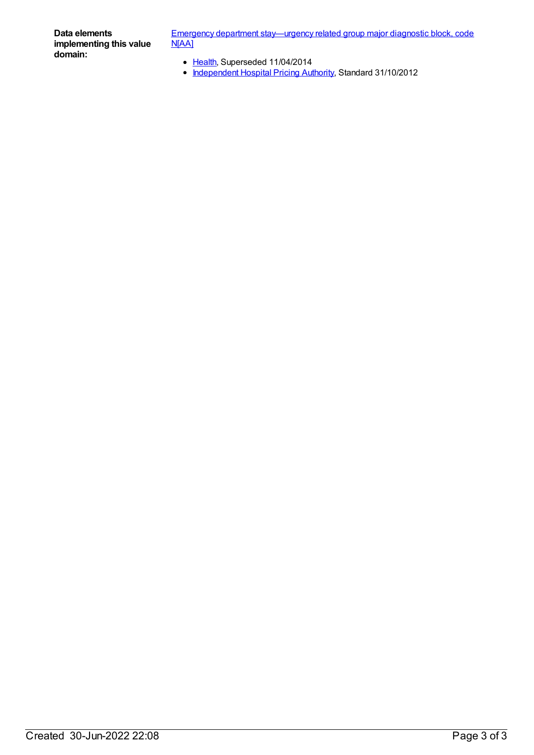**Data elements implementing this value domain:**

Emergency department stay—urgency related group major diagnostic block, code N[AA]

- Health, Superseded 11/04/2014
- Independent Hospital Pricing Authority, Standard 31/10/2012